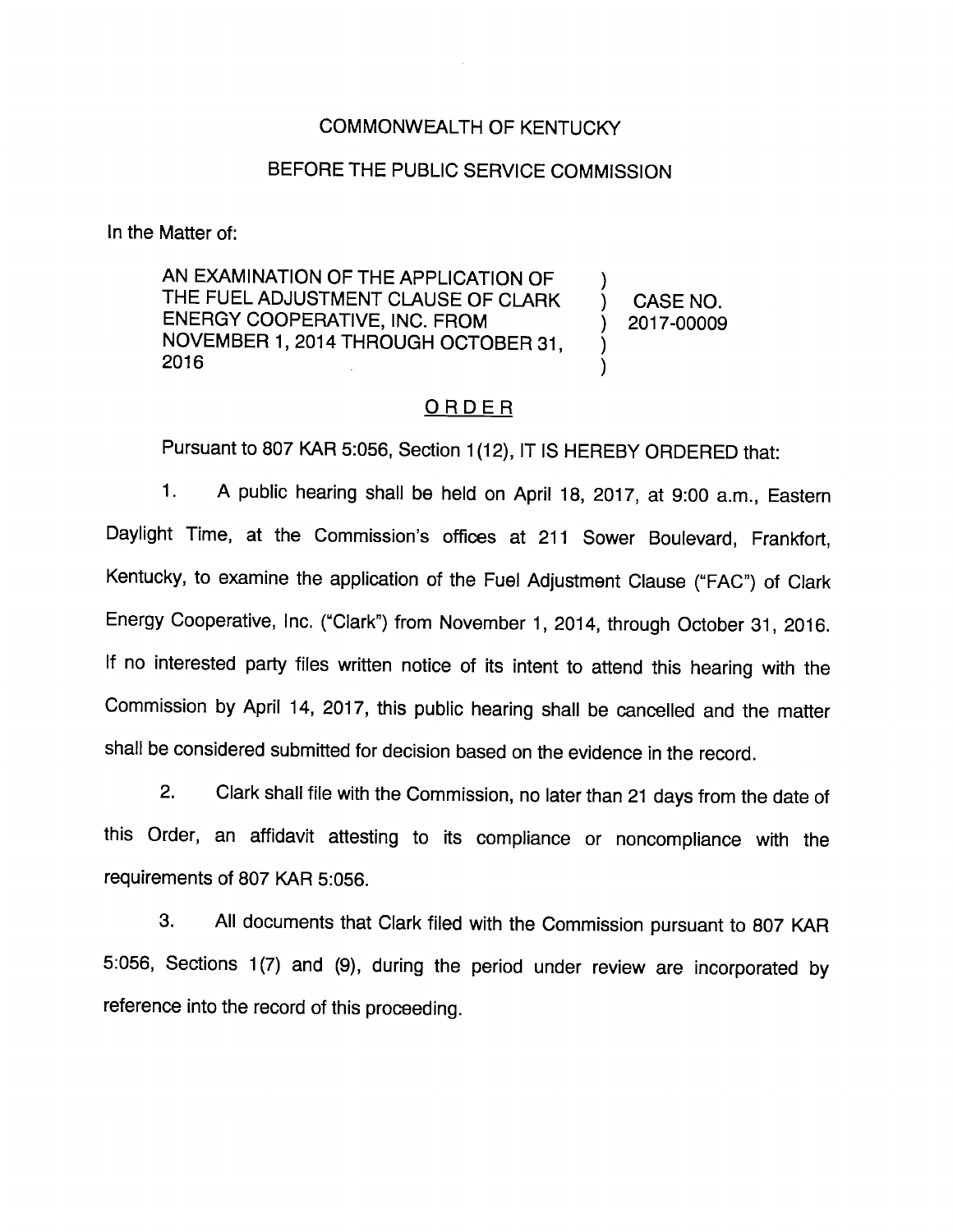COMMONWEALTH OF KENTUCKY

BEFORE THE PUBLIC SERVICE COMMISSION

In the Matter of:

AN EXAMINATION OF THE APPLICATION OF THE FUEL ADJUSTMENT CLAUSE OF CLARK ENERGY COOPERATIVE, INC. FROM NOVEMBER 1, 2014 THROUGH OCTOBER 31, 2016 ) CASE NO. 2017-00009

ORDER

Pursuant to 807 KAR 5:056, Section 1(12), IT IS HEREBY ORDERED that:

1. A public hearing shall be held on April 18, 2017, at 9:00 a.m., Eastern Daylight Time, at the Commission's offices at 211 Sower Boulevard, Frankfort, Kentucky, to examine the application of the Fuel Adjustment Clause ("FAC") of Clark Energy Cooperative, Inc. ("Clark") from November 1, 2014, through October 31, 2016. If no interested party files written notice of its intent to attend this hearing with the Commission by April 14, 2017, this public hearing shall be cancelled and the matter shall be considered submitted for decision based on the evidence in the record.

2. Clark shall file with the Commission, no later than 21 days from the date of this Order, an affidavit attesting to its compliance or noncompliance with the requirements of 807 KAR 5:056.

3. All documents that Clark filed with the Commission pursuant to 807 KAR 5:056, Sections 1(7) and (9), during the period under review are incorporated by reference into the record of this proceeding.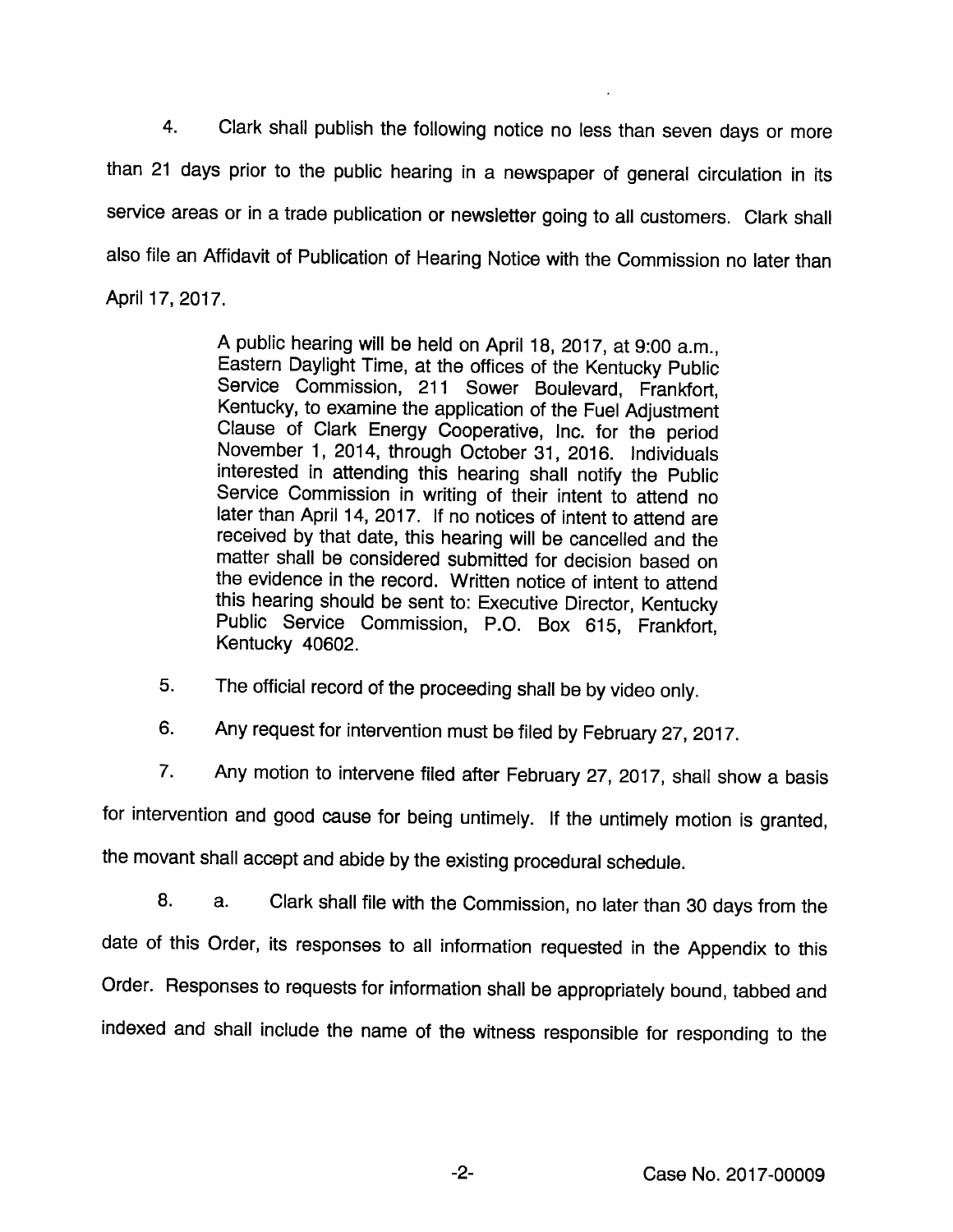4. Clark shall publish the following notice no less than seven days or more than 21 days prior to the public hearing in a newspaper of general circulation in its service areas or in a trade publication or newsletter going to all customers. Clark shall also file an Affidavit of Publication of Hearing Notice with the Commission no later than April 17, 2017.

> A public hearing will be held on April 18, 2017, at 9:00 a.m., Eastern Daylight Time, at the offices of the Kentucky Public Service Commission, 211 Sower Boulevard, Frankfort, Kentucky, to examine the application of the Fuel Adjustment Clause of Clark Energy Cooperative, Inc. for the period November 1, 2014, through October 31, 2016. Individuals interested in attending this hearing shall notify the Public Service Commission in writing of their intent to attend no later than April 14, 2017. If no notices of intent to attend are received by that date, this hearing will be cancelled and the matter shall be considered submitted for decision based on the evidence in the record. Written notice of intent to attend this hearing should be sent to: Executive Director, Kentucky Public Service Commission, P.O. Box 615, Frankfort, Kentucky 40602.

5. The official record of the proceeding shall be by video only.

6. Any request for intervention must be filed by February 27, 2017.

7. Any motion to intervene filed after February 27, 2017, shall show a basis for intervention and good cause for being untimely. If the untimely motion is granted, the movant shall accept and abide by the existing procedural schedule.

8. a. Clark shall file with the Commission, no later than 30 days from the date of this Order, its responses to all information requested in the Appendix to this Order. Responses to requests for information shall be appropriately bound, tabbed and indexed and shall include the name of the witness responsible for responding to the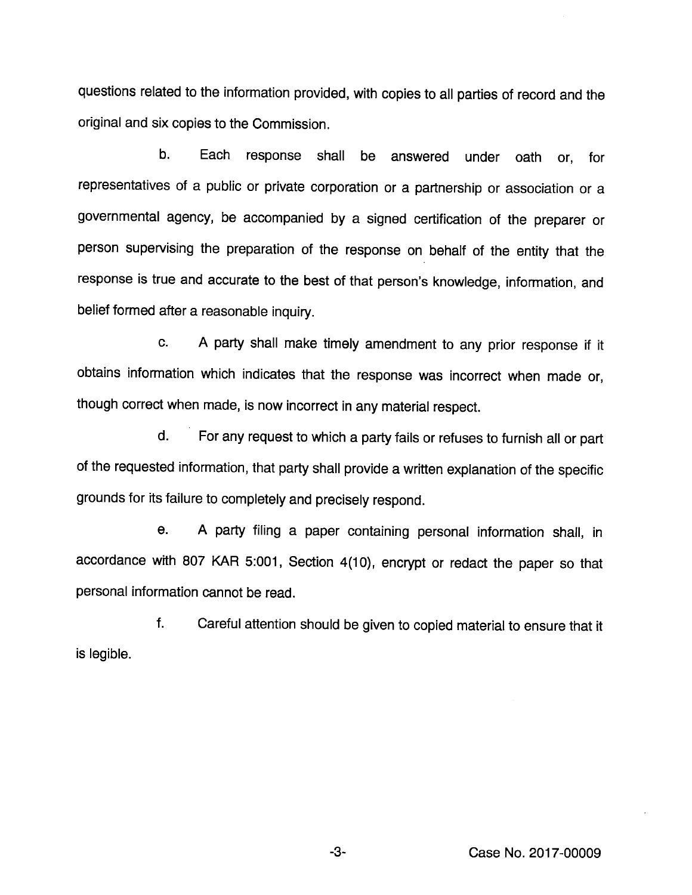questions related to the information provided, with copies to all parties of record and the original and six copies to the Commission.

b. Each response shall be answered under oath or, for representatives of a public or private corporation or a partnership or association or a governmental agency, be accompanied by a signed certification of the preparer or person supervising the preparation of the response on behalf of the entity that the response is true and accurate to the best of that person's knowledge, information, and belief formed after a reasonable inquiry.

c. A party shall make timely amendment to any prior response if it obtains information which indicates that the response was incorrect when made or, though correct when made, is now incorrect in any material respect.

d. For any request to which a party fails or refuses to furnish all or part of the requested information, that party shall provide a written explanation of the specific grounds for its failure to completely and precisely respond.

e. A party filing a paper containing personal information shall, in accordance with 807 KAR 5:001, Section 4(10), encrypt or redact the paper so that personal information cannot be read.

f. Careful attention should be given to copied material to ensure that it is legible.

Case No. 2017-00009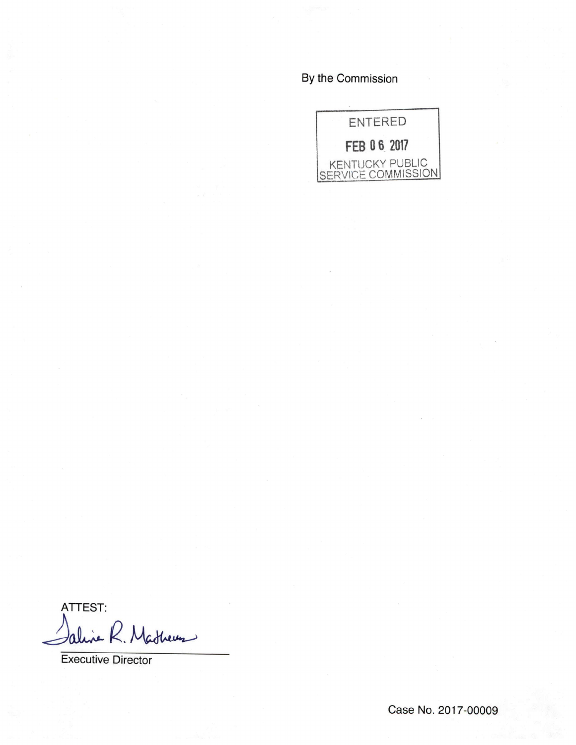By the Commission

ENTERED

FEB 06 2017

KENTUCKY PUBLIC SERVICE COMMISSION

ATTEST:

Executive Director

Case No. 2017-00009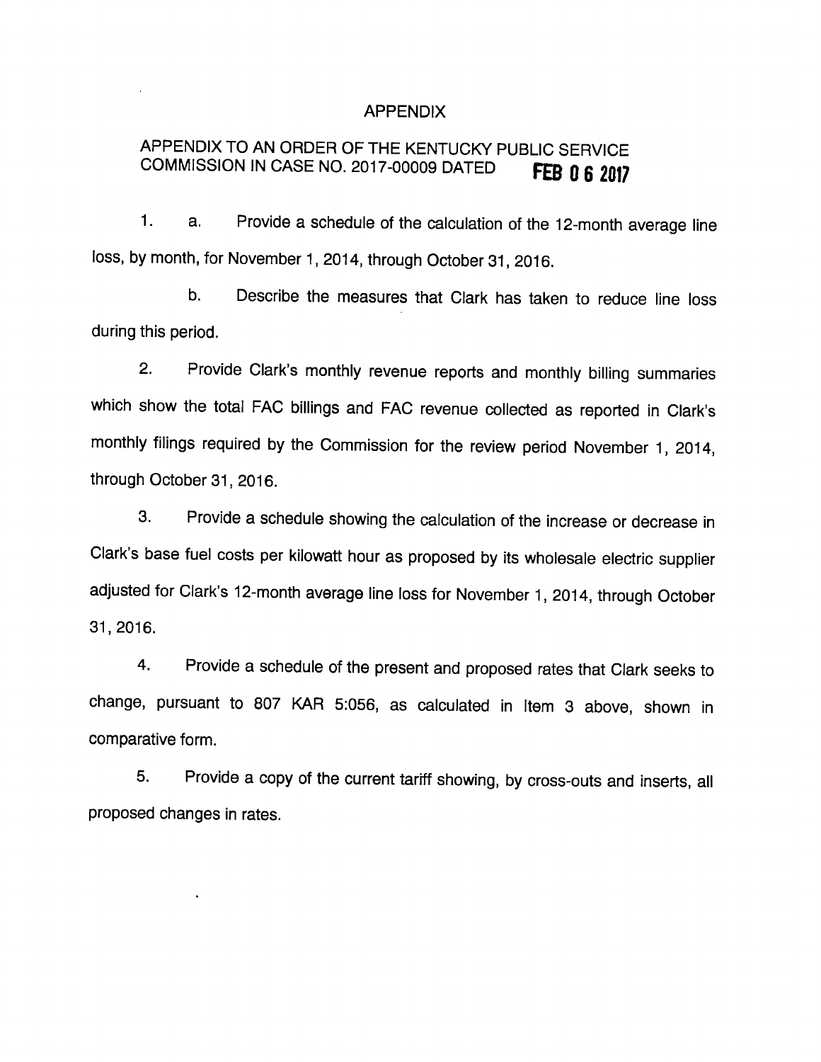# APPENDIX

## APPENDIX TO AN ORDER OF THE KENTUCKY PUBLIC SERVICE COMMISSION IN CASE NO. 2017-00009 DATED FEB 06 2017

1. a. Provide a schedule of the calculation of the 12-month average line loss, by month, for November 1, 2014, through October 31, 2016.

   b. Describe the measures that Clark has taken to reduce line loss during this period.

2. Provide Clark's monthly revenue reports and monthly billing summaries which show the total FAC billings and FAC revenue collected as reported in Clark's monthly filings required by the Commission for the review period November 1, 2014, through October 31, 2016.

3. Provide a schedule showing the calculation of the increase or decrease in Clark's base fuel costs per kilowatt hour as proposed by its wholesale electric supplier adjusted for Clark's 12-month average line loss for November 1, 2014, through October 31, 2016.

4. Provide a schedule of the present and proposed rates that Clark seeks to change, pursuant to 807 KAR 5:056, as calculated in Item 3 above, shown in comparative form.

5. Provide a copy of the current tariff showing, by cross-outs and inserts, all proposed changes in rates.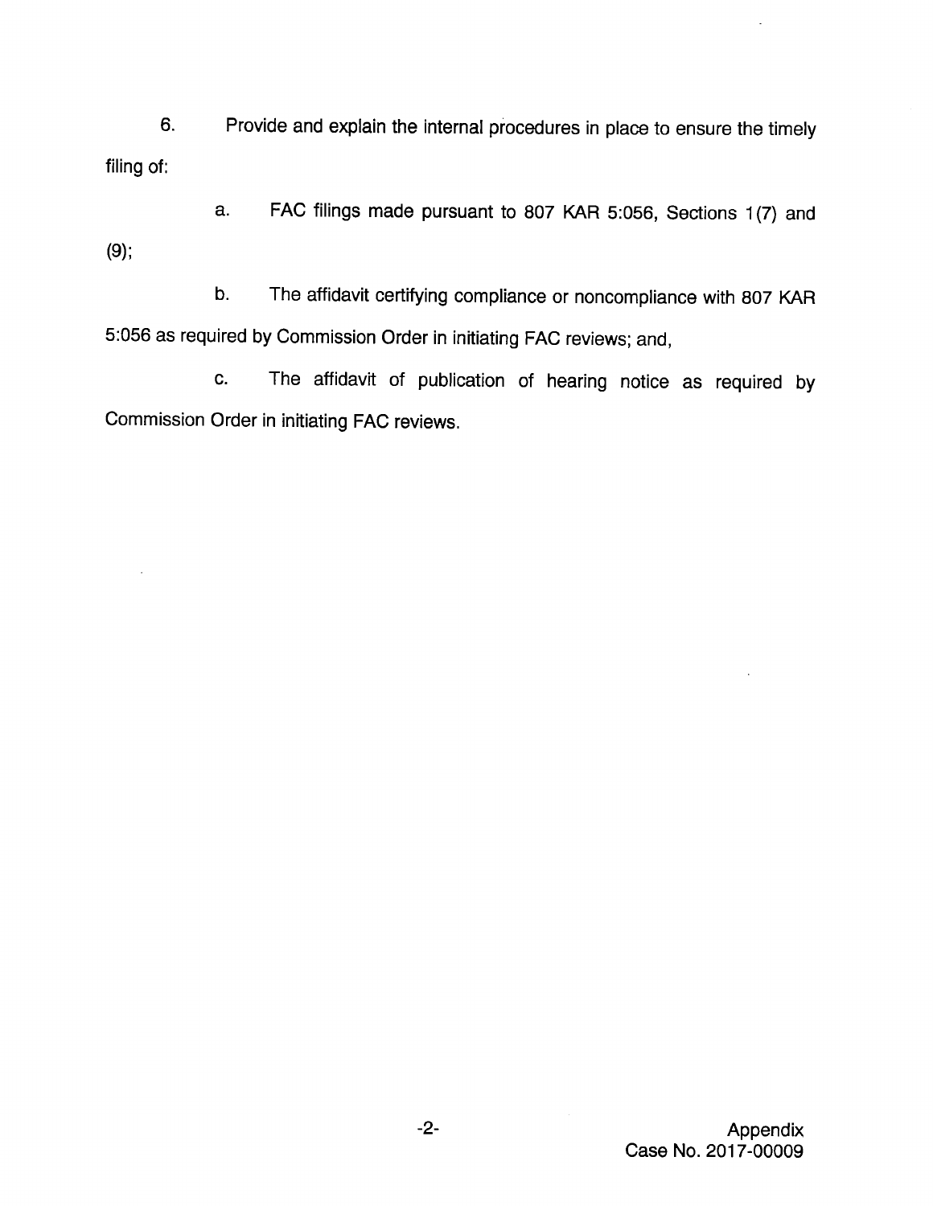6. Provide and explain the internal procedures in place to ensure the timely filing of:

   a. FAC filings made pursuant to 807 KAR 5:056, Sections 1(7) and (9);

   b. The affidavit certifying compliance or noncompliance with 807 KAR 5:056 as required by Commission Order in initiating FAC reviews; and,

   c. The affidavit of publication of hearing notice as required by Commission Order in initiating FAC reviews.

Appendix
Case No. 2017-00009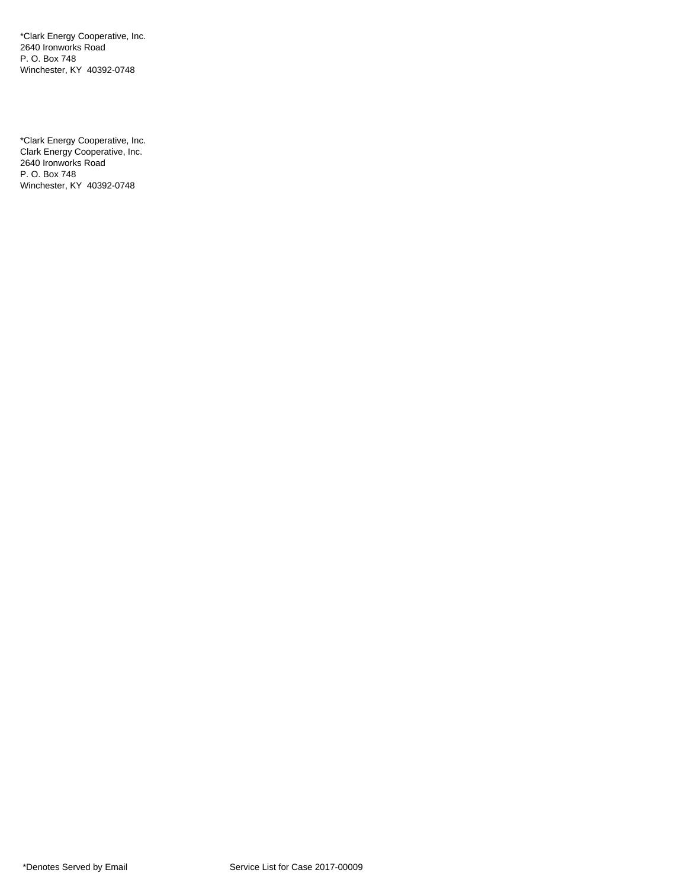*Clark Energy Cooperative, Inc.
2640 Ironworks Road
P. O. Box 748
Winchester, KY  40392-0748

*Clark Energy Cooperative, Inc.
Clark Energy Cooperative, Inc.
2640 Ironworks Road
P. O. Box 748
Winchester, KY  40392-0748

*Denotes Served by Email

Service List for Case 2017-00009